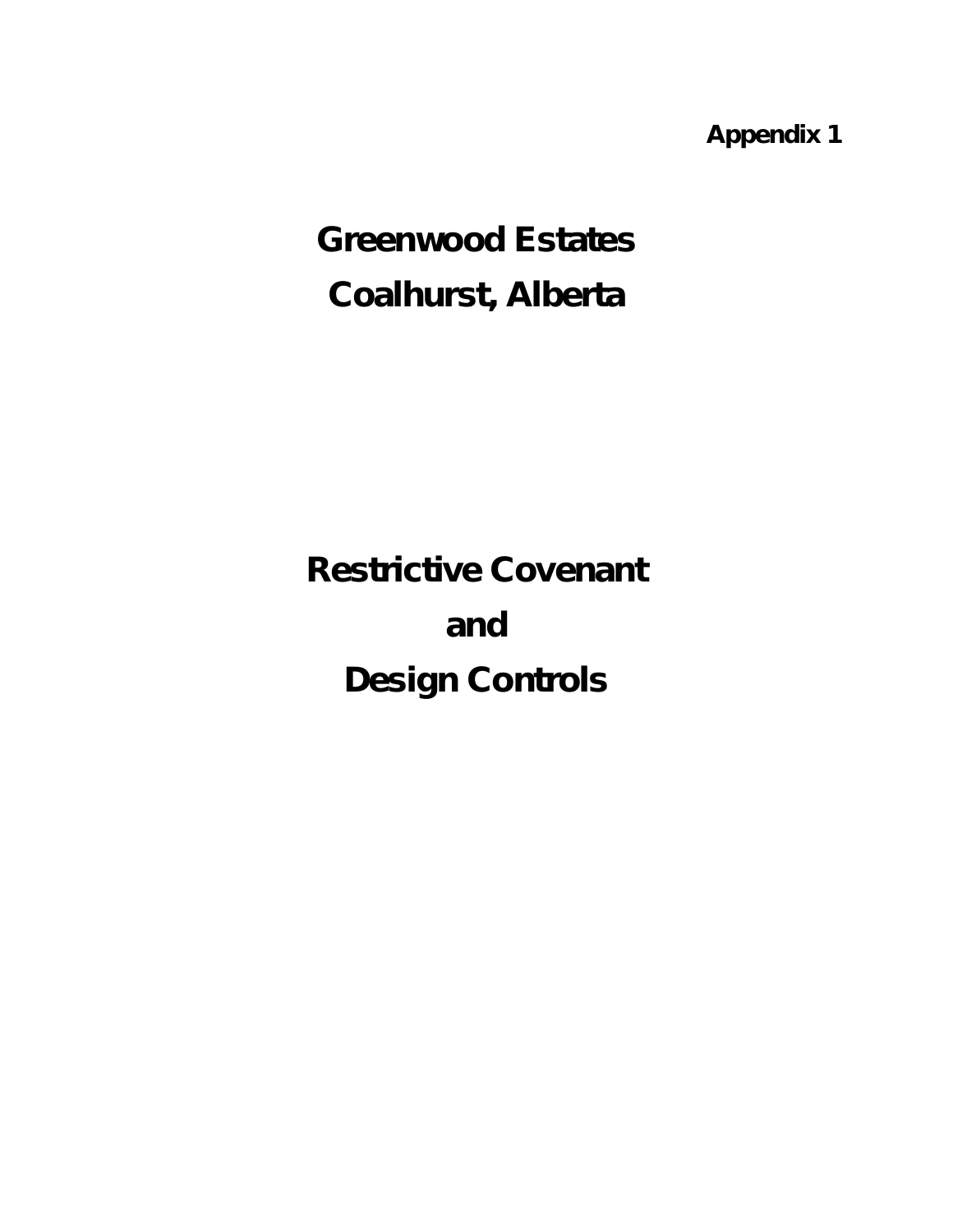**Appendix 1**

# Greenwood Estates
# Coalhurst, Alberta

# Restrictive Covenant
# and
# Design Controls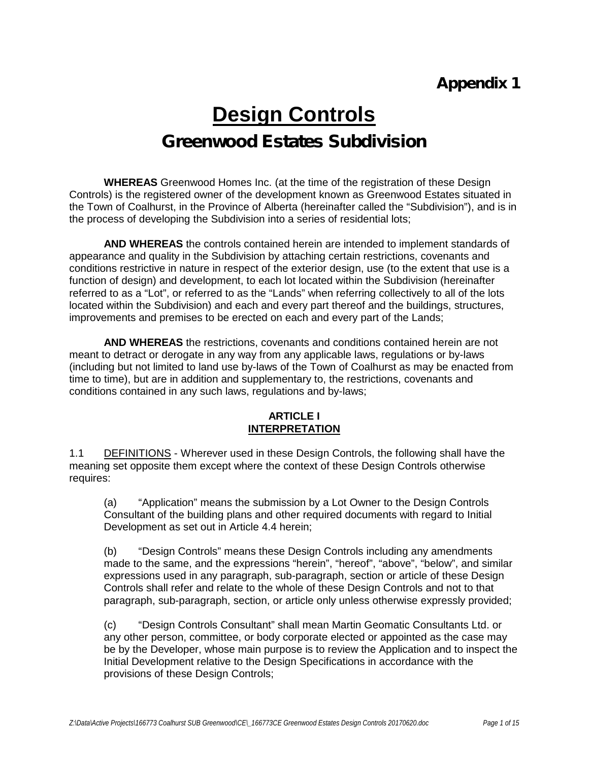# Appendix 1

# Design Controls

## Greenwood Estates Subdivision

**WHEREAS** Greenwood Homes Inc. (at the time of the registration of these Design Controls) is the registered owner of the development known as Greenwood Estates situated in the Town of Coalhurst, in the Province of Alberta (hereinafter called the "Subdivision"), and is in the process of developing the Subdivision into a series of residential lots;

**AND WHEREAS** the controls contained herein are intended to implement standards of appearance and quality in the Subdivision by attaching certain restrictions, covenants and conditions restrictive in nature in respect of the exterior design, use (to the extent that use is a function of design) and development, to each lot located within the Subdivision (hereinafter referred to as a "Lot", or referred to as the "Lands" when referring collectively to all of the lots located within the Subdivision) and each and every part thereof and the buildings, structures, improvements and premises to be erected on each and every part of the Lands;

**AND WHEREAS** the restrictions, covenants and conditions contained herein are not meant to detract or derogate in any way from any applicable laws, regulations or by-laws (including but not limited to land use by-laws of the Town of Coalhurst as may be enacted from time to time), but are in addition and supplementary to, the restrictions, covenants and conditions contained in any such laws, regulations and by-laws;

**ARTICLE I**
**INTERPRETATION**

1.1 DEFINITIONS - Wherever used in these Design Controls, the following shall have the meaning set opposite them except where the context of these Design Controls otherwise requires:

(a) "Application" means the submission by a Lot Owner to the Design Controls Consultant of the building plans and other required documents with regard to Initial Development as set out in Article 4.4 herein;

(b) "Design Controls" means these Design Controls including any amendments made to the same, and the expressions "herein", "hereof", "above", "below", and similar expressions used in any paragraph, sub-paragraph, section or article of these Design Controls shall refer and relate to the whole of these Design Controls and not to that paragraph, sub-paragraph, section, or article only unless otherwise expressly provided;

(c) "Design Controls Consultant" shall mean Martin Geomatic Consultants Ltd. or any other person, committee, or body corporate elected or appointed as the case may be by the Developer, whose main purpose is to review the Application and to inspect the Initial Development relative to the Design Specifications in accordance with the provisions of these Design Controls;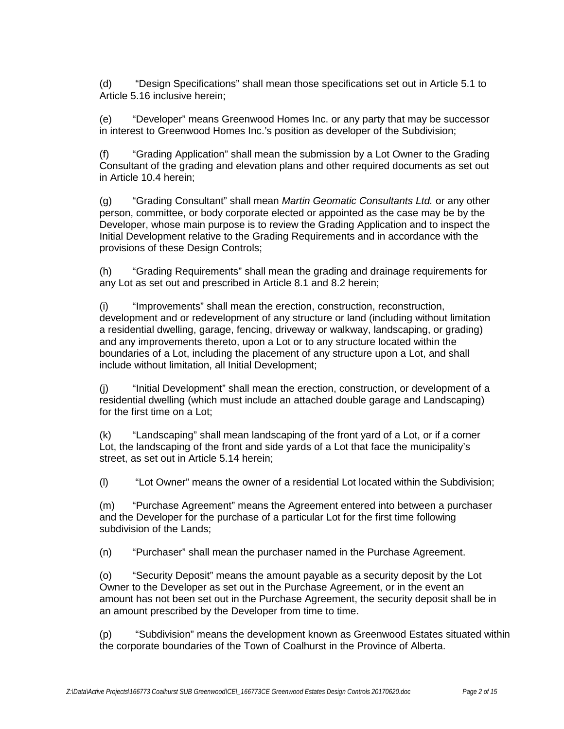(d) "Design Specifications" shall mean those specifications set out in Article 5.1 to Article 5.16 inclusive herein;

(e) "Developer" means Greenwood Homes Inc. or any party that may be successor in interest to Greenwood Homes Inc.'s position as developer of the Subdivision;

(f) "Grading Application" shall mean the submission by a Lot Owner to the Grading Consultant of the grading and elevation plans and other required documents as set out in Article 10.4 herein;

(g) "Grading Consultant" shall mean *Martin Geomatic Consultants Ltd.* or any other person, committee, or body corporate elected or appointed as the case may be by the Developer, whose main purpose is to review the Grading Application and to inspect the Initial Development relative to the Grading Requirements and in accordance with the provisions of these Design Controls;

(h) "Grading Requirements" shall mean the grading and drainage requirements for any Lot as set out and prescribed in Article 8.1 and 8.2 herein;

(i) "Improvements" shall mean the erection, construction, reconstruction, development and or redevelopment of any structure or land (including without limitation a residential dwelling, garage, fencing, driveway or walkway, landscaping, or grading) and any improvements thereto, upon a Lot or to any structure located within the boundaries of a Lot, including the placement of any structure upon a Lot, and shall include without limitation, all Initial Development;

(j) "Initial Development" shall mean the erection, construction, or development of a residential dwelling (which must include an attached double garage and Landscaping) for the first time on a Lot;

(k) "Landscaping" shall mean landscaping of the front yard of a Lot, or if a corner Lot, the landscaping of the front and side yards of a Lot that face the municipality's street, as set out in Article 5.14 herein;

(l) "Lot Owner" means the owner of a residential Lot located within the Subdivision;

(m) "Purchase Agreement" means the Agreement entered into between a purchaser and the Developer for the purchase of a particular Lot for the first time following subdivision of the Lands;

(n) "Purchaser" shall mean the purchaser named in the Purchase Agreement.

(o) "Security Deposit" means the amount payable as a security deposit by the Lot Owner to the Developer as set out in the Purchase Agreement, or in the event an amount has not been set out in the Purchase Agreement, the security deposit shall be in an amount prescribed by the Developer from time to time.

(p) "Subdivision" means the development known as Greenwood Estates situated within the corporate boundaries of the Town of Coalhurst in the Province of Alberta.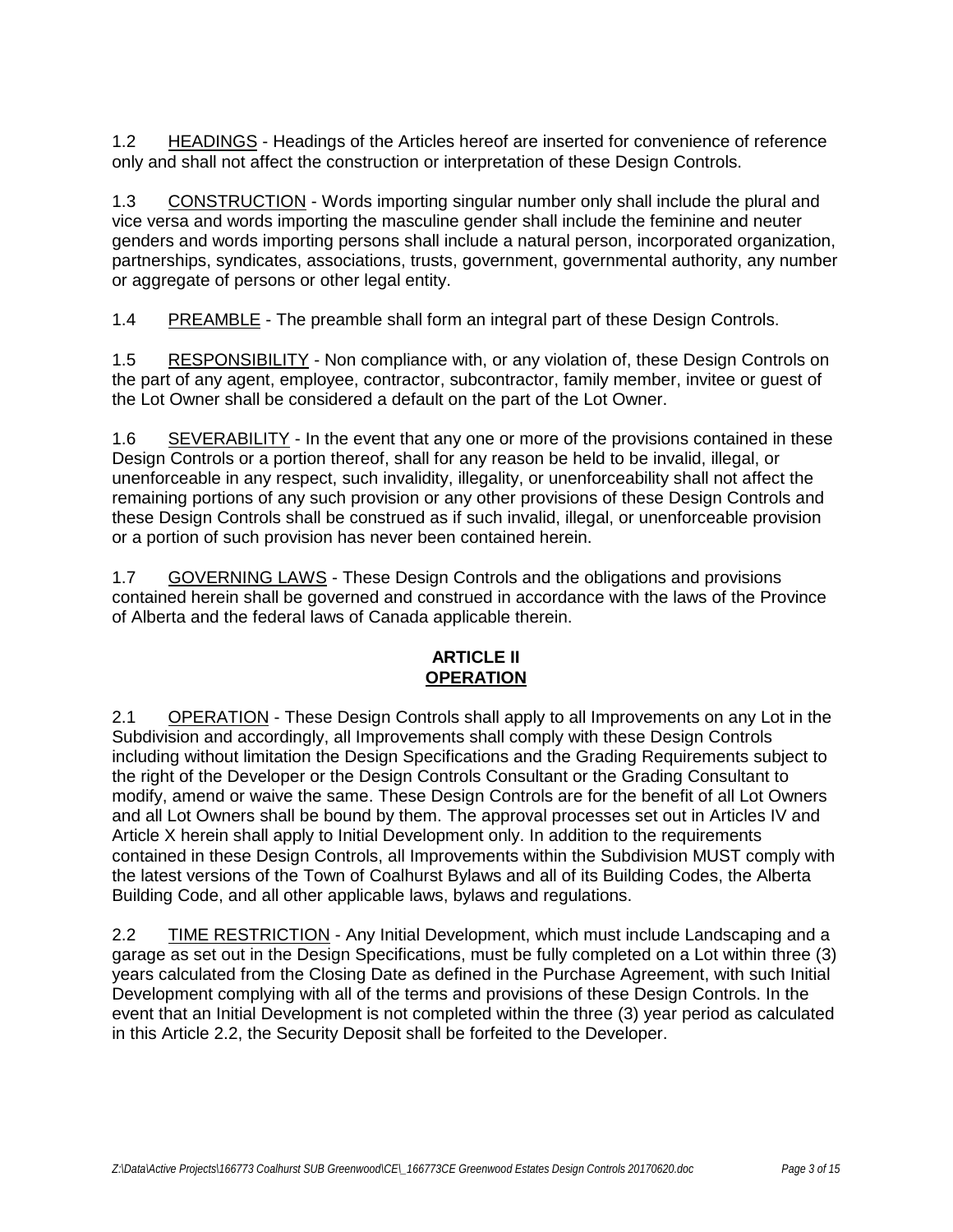1.2 HEADINGS - Headings of the Articles hereof are inserted for convenience of reference only and shall not affect the construction or interpretation of these Design Controls.

1.3 CONSTRUCTION - Words importing singular number only shall include the plural and vice versa and words importing the masculine gender shall include the feminine and neuter genders and words importing persons shall include a natural person, incorporated organization, partnerships, syndicates, associations, trusts, government, governmental authority, any number or aggregate of persons or other legal entity.

1.4 PREAMBLE - The preamble shall form an integral part of these Design Controls.

1.5 RESPONSIBILITY - Non compliance with, or any violation of, these Design Controls on the part of any agent, employee, contractor, subcontractor, family member, invitee or guest of the Lot Owner shall be considered a default on the part of the Lot Owner.

1.6 SEVERABILITY - In the event that any one or more of the provisions contained in these Design Controls or a portion thereof, shall for any reason be held to be invalid, illegal, or unenforceable in any respect, such invalidity, illegality, or unenforceability shall not affect the remaining portions of any such provision or any other provisions of these Design Controls and these Design Controls shall be construed as if such invalid, illegal, or unenforceable provision or a portion of such provision has never been contained herein.

1.7 GOVERNING LAWS - These Design Controls and the obligations and provisions contained herein shall be governed and construed in accordance with the laws of the Province of Alberta and the federal laws of Canada applicable therein.

## ARTICLE II
## OPERATION

2.1 OPERATION - These Design Controls shall apply to all Improvements on any Lot in the Subdivision and accordingly, all Improvements shall comply with these Design Controls including without limitation the Design Specifications and the Grading Requirements subject to the right of the Developer or the Design Controls Consultant or the Grading Consultant to modify, amend or waive the same. These Design Controls are for the benefit of all Lot Owners and all Lot Owners shall be bound by them. The approval processes set out in Articles IV and Article X herein shall apply to Initial Development only. In addition to the requirements contained in these Design Controls, all Improvements within the Subdivision MUST comply with the latest versions of the Town of Coalhurst Bylaws and all of its Building Codes, the Alberta Building Code, and all other applicable laws, bylaws and regulations.

2.2 TIME RESTRICTION - Any Initial Development, which must include Landscaping and a garage as set out in the Design Specifications, must be fully completed on a Lot within three (3) years calculated from the Closing Date as defined in the Purchase Agreement, with such Initial Development complying with all of the terms and provisions of these Design Controls. In the event that an Initial Development is not completed within the three (3) year period as calculated in this Article 2.2, the Security Deposit shall be forfeited to the Developer.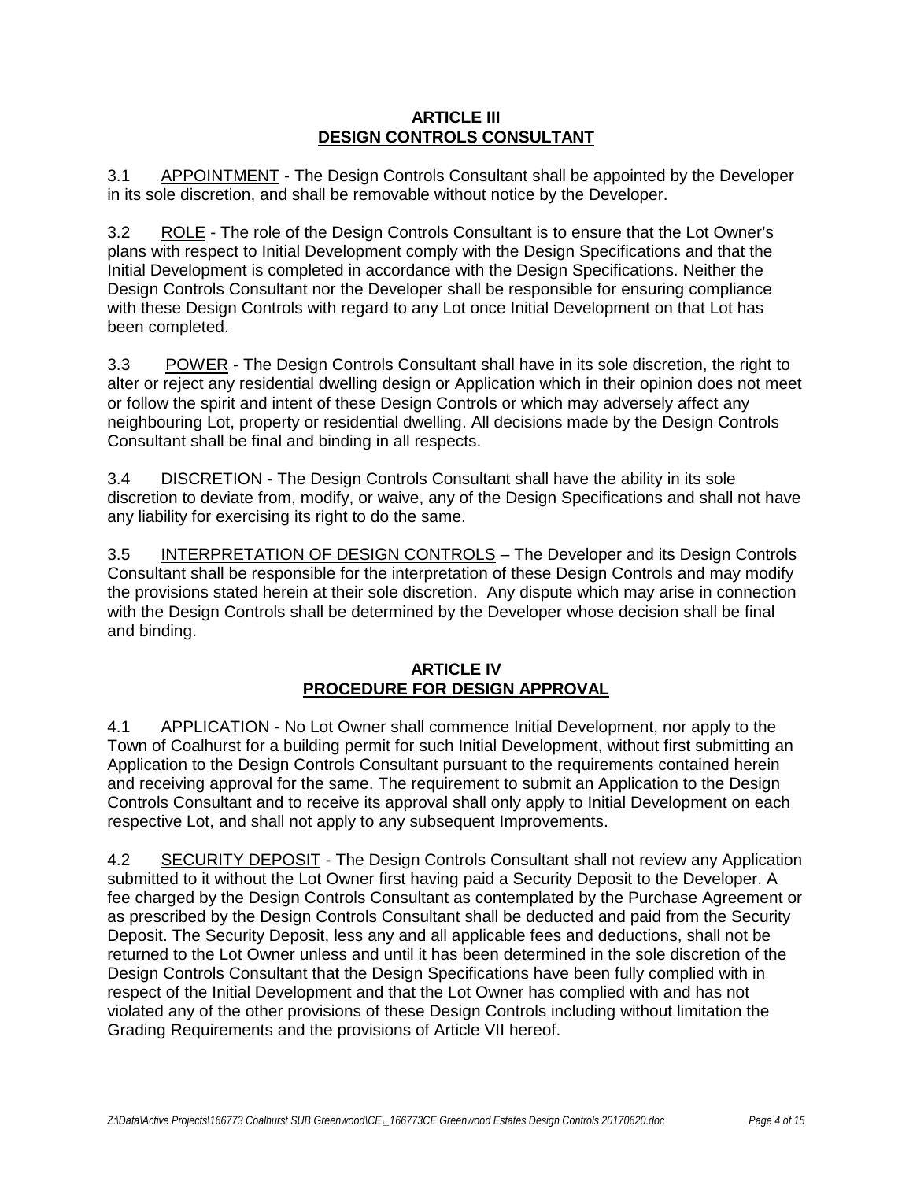## ARTICLE III
## DESIGN CONTROLS CONSULTANT

3.1 APPOINTMENT - The Design Controls Consultant shall be appointed by the Developer in its sole discretion, and shall be removable without notice by the Developer.

3.2 ROLE - The role of the Design Controls Consultant is to ensure that the Lot Owner's plans with respect to Initial Development comply with the Design Specifications and that the Initial Development is completed in accordance with the Design Specifications. Neither the Design Controls Consultant nor the Developer shall be responsible for ensuring compliance with these Design Controls with regard to any Lot once Initial Development on that Lot has been completed.

3.3 POWER - The Design Controls Consultant shall have in its sole discretion, the right to alter or reject any residential dwelling design or Application which in their opinion does not meet or follow the spirit and intent of these Design Controls or which may adversely affect any neighbouring Lot, property or residential dwelling. All decisions made by the Design Controls Consultant shall be final and binding in all respects.

3.4 DISCRETION - The Design Controls Consultant shall have the ability in its sole discretion to deviate from, modify, or waive, any of the Design Specifications and shall not have any liability for exercising its right to do the same.

3.5 INTERPRETATION OF DESIGN CONTROLS – The Developer and its Design Controls Consultant shall be responsible for the interpretation of these Design Controls and may modify the provisions stated herein at their sole discretion. Any dispute which may arise in connection with the Design Controls shall be determined by the Developer whose decision shall be final and binding.

## ARTICLE IV
## PROCEDURE FOR DESIGN APPROVAL

4.1 APPLICATION - No Lot Owner shall commence Initial Development, nor apply to the Town of Coalhurst for a building permit for such Initial Development, without first submitting an Application to the Design Controls Consultant pursuant to the requirements contained herein and receiving approval for the same. The requirement to submit an Application to the Design Controls Consultant and to receive its approval shall only apply to Initial Development on each respective Lot, and shall not apply to any subsequent Improvements.

4.2 SECURITY DEPOSIT - The Design Controls Consultant shall not review any Application submitted to it without the Lot Owner first having paid a Security Deposit to the Developer. A fee charged by the Design Controls Consultant as contemplated by the Purchase Agreement or as prescribed by the Design Controls Consultant shall be deducted and paid from the Security Deposit. The Security Deposit, less any and all applicable fees and deductions, shall not be returned to the Lot Owner unless and until it has been determined in the sole discretion of the Design Controls Consultant that the Design Specifications have been fully complied with in respect of the Initial Development and that the Lot Owner has complied with and has not violated any of the other provisions of these Design Controls including without limitation the Grading Requirements and the provisions of Article VII hereof.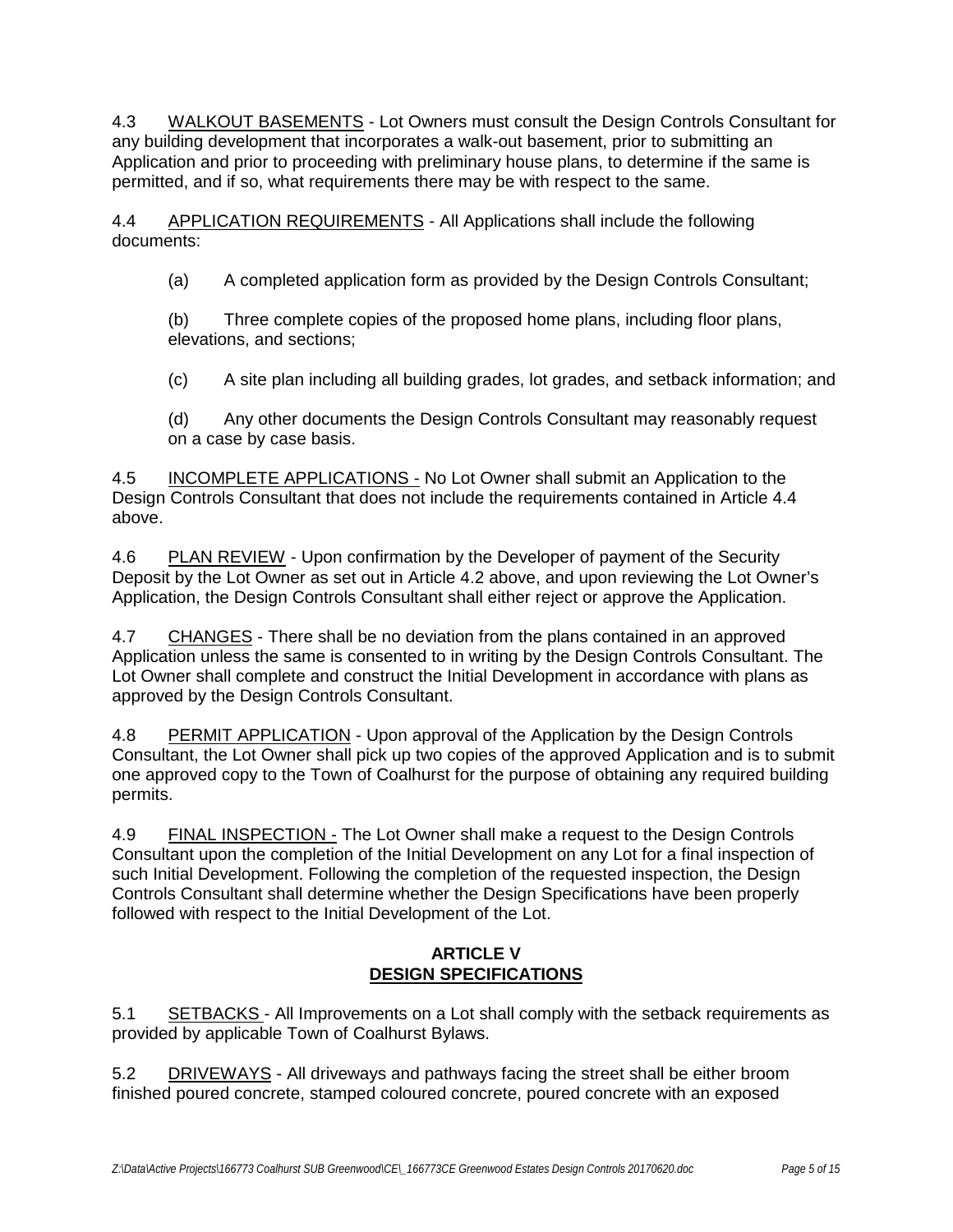4.3 WALKOUT BASEMENTS - Lot Owners must consult the Design Controls Consultant for any building development that incorporates a walk-out basement, prior to submitting an Application and prior to proceeding with preliminary house plans, to determine if the same is permitted, and if so, what requirements there may be with respect to the same.

4.4 APPLICATION REQUIREMENTS - All Applications shall include the following documents:

(a) A completed application form as provided by the Design Controls Consultant;

(b) Three complete copies of the proposed home plans, including floor plans, elevations, and sections;

(c) A site plan including all building grades, lot grades, and setback information; and

(d) Any other documents the Design Controls Consultant may reasonably request on a case by case basis.

4.5 INCOMPLETE APPLICATIONS - No Lot Owner shall submit an Application to the Design Controls Consultant that does not include the requirements contained in Article 4.4 above.

4.6 PLAN REVIEW - Upon confirmation by the Developer of payment of the Security Deposit by the Lot Owner as set out in Article 4.2 above, and upon reviewing the Lot Owner's Application, the Design Controls Consultant shall either reject or approve the Application.

4.7 CHANGES - There shall be no deviation from the plans contained in an approved Application unless the same is consented to in writing by the Design Controls Consultant. The Lot Owner shall complete and construct the Initial Development in accordance with plans as approved by the Design Controls Consultant.

4.8 PERMIT APPLICATION - Upon approval of the Application by the Design Controls Consultant, the Lot Owner shall pick up two copies of the approved Application and is to submit one approved copy to the Town of Coalhurst for the purpose of obtaining any required building permits.

4.9 FINAL INSPECTION - The Lot Owner shall make a request to the Design Controls Consultant upon the completion of the Initial Development on any Lot for a final inspection of such Initial Development. Following the completion of the requested inspection, the Design Controls Consultant shall determine whether the Design Specifications have been properly followed with respect to the Initial Development of the Lot.

## ARTICLE V
## DESIGN SPECIFICATIONS

5.1 SETBACKS - All Improvements on a Lot shall comply with the setback requirements as provided by applicable Town of Coalhurst Bylaws.

5.2 DRIVEWAYS - All driveways and pathways facing the street shall be either broom finished poured concrete, stamped coloured concrete, poured concrete with an exposed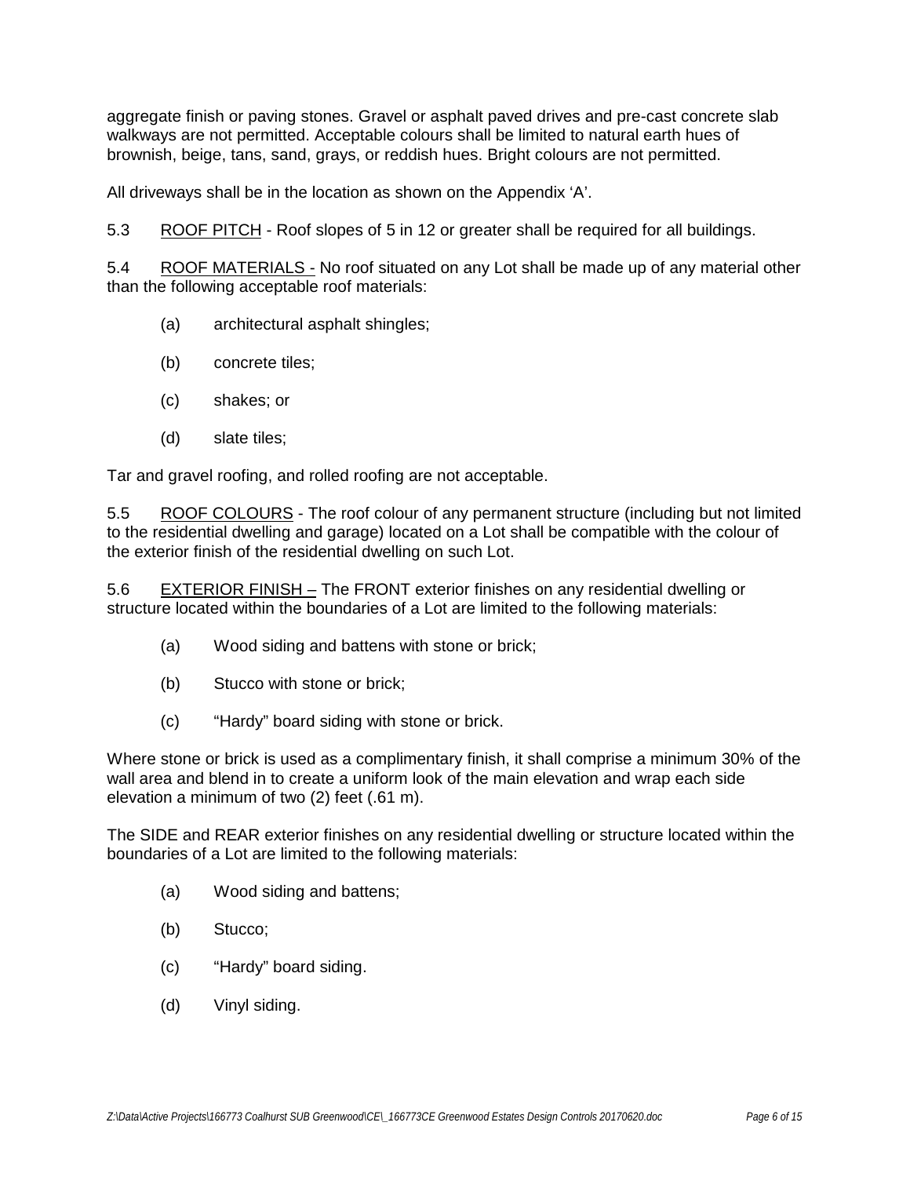aggregate finish or paving stones. Gravel or asphalt paved drives and pre-cast concrete slab walkways are not permitted. Acceptable colours shall be limited to natural earth hues of brownish, beige, tans, sand, grays, or reddish hues. Bright colours are not permitted.

All driveways shall be in the location as shown on the Appendix 'A'.

5.3 <u>ROOF PITCH</u> - Roof slopes of 5 in 12 or greater shall be required for all buildings.

5.4 <u>ROOF MATERIALS -</u> No roof situated on any Lot shall be made up of any material other than the following acceptable roof materials:

(a) architectural asphalt shingles;

(b) concrete tiles;

(c) shakes; or

(d) slate tiles;

Tar and gravel roofing, and rolled roofing are not acceptable.

5.5 <u>ROOF COLOURS</u> - The roof colour of any permanent structure (including but not limited to the residential dwelling and garage) located on a Lot shall be compatible with the colour of the exterior finish of the residential dwelling on such Lot.

5.6 <u>EXTERIOR FINISH –</u> The FRONT exterior finishes on any residential dwelling or structure located within the boundaries of a Lot are limited to the following materials:

(a) Wood siding and battens with stone or brick;

(b) Stucco with stone or brick;

(c) "Hardy" board siding with stone or brick.

Where stone or brick is used as a complimentary finish, it shall comprise a minimum 30% of the wall area and blend in to create a uniform look of the main elevation and wrap each side elevation a minimum of two (2) feet (.61 m).

The SIDE and REAR exterior finishes on any residential dwelling or structure located within the boundaries of a Lot are limited to the following materials:

(a) Wood siding and battens;

(b) Stucco;

(c) "Hardy" board siding.

(d) Vinyl siding.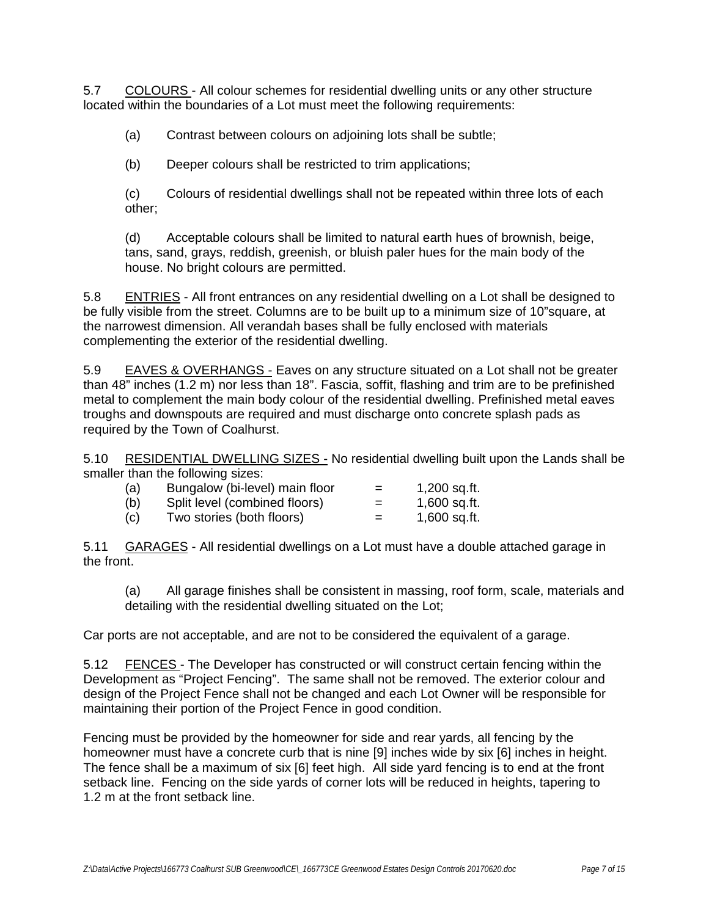5.7 COLOURS - All colour schemes for residential dwelling units or any other structure located within the boundaries of a Lot must meet the following requirements:

(a) Contrast between colours on adjoining lots shall be subtle;

(b) Deeper colours shall be restricted to trim applications;

(c) Colours of residential dwellings shall not be repeated within three lots of each other;

(d) Acceptable colours shall be limited to natural earth hues of brownish, beige, tans, sand, grays, reddish, greenish, or bluish paler hues for the main body of the house. No bright colours are permitted.

5.8 ENTRIES - All front entrances on any residential dwelling on a Lot shall be designed to be fully visible from the street. Columns are to be built up to a minimum size of 10"square, at the narrowest dimension. All verandah bases shall be fully enclosed with materials complementing the exterior of the residential dwelling.

5.9 EAVES & OVERHANGS - Eaves on any structure situated on a Lot shall not be greater than 48" inches (1.2 m) nor less than 18". Fascia, soffit, flashing and trim are to be prefinished metal to complement the main body colour of the residential dwelling. Prefinished metal eaves troughs and downspouts are required and must discharge onto concrete splash pads as required by the Town of Coalhurst.

5.10 RESIDENTIAL DWELLING SIZES - No residential dwelling built upon the Lands shall be smaller than the following sizes:

| | | | |
|---|---|---|---|
| (a) | Bungalow (bi-level) main floor | = | 1,200 sq.ft. |
| (b) | Split level (combined floors) | = | 1,600 sq.ft. |
| (c) | Two stories (both floors) | = | 1,600 sq.ft. |

5.11 GARAGES - All residential dwellings on a Lot must have a double attached garage in the front.

(a) All garage finishes shall be consistent in massing, roof form, scale, materials and detailing with the residential dwelling situated on the Lot;

Car ports are not acceptable, and are not to be considered the equivalent of a garage.

5.12 FENCES - The Developer has constructed or will construct certain fencing within the Development as "Project Fencing". The same shall not be removed. The exterior colour and design of the Project Fence shall not be changed and each Lot Owner will be responsible for maintaining their portion of the Project Fence in good condition.

Fencing must be provided by the homeowner for side and rear yards, all fencing by the homeowner must have a concrete curb that is nine [9] inches wide by six [6] inches in height. The fence shall be a maximum of six [6] feet high. All side yard fencing is to end at the front setback line. Fencing on the side yards of corner lots will be reduced in heights, tapering to 1.2 m at the front setback line.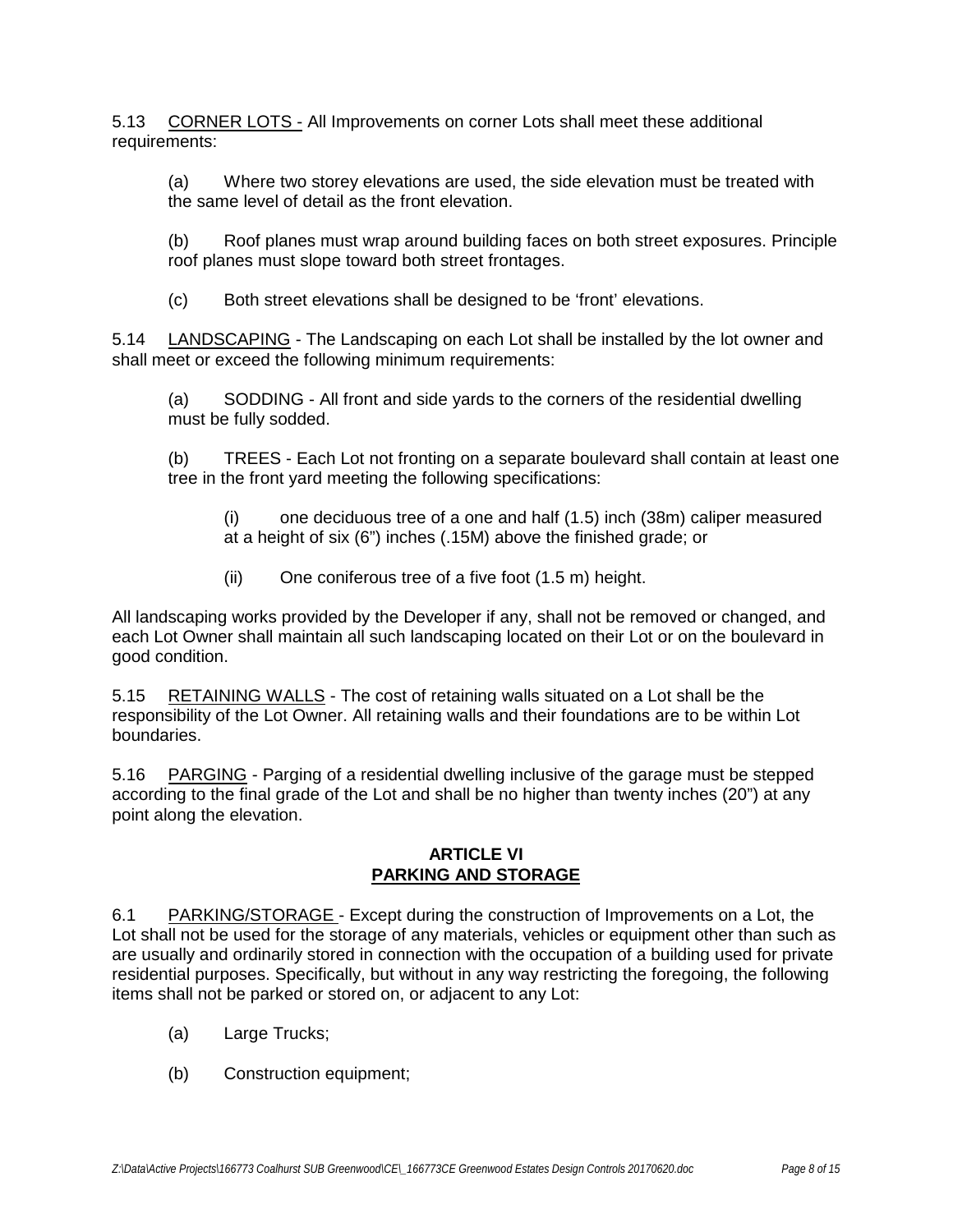5.13 CORNER LOTS - All Improvements on corner Lots shall meet these additional requirements:

(a) Where two storey elevations are used, the side elevation must be treated with the same level of detail as the front elevation.

(b) Roof planes must wrap around building faces on both street exposures. Principle roof planes must slope toward both street frontages.

(c) Both street elevations shall be designed to be 'front' elevations.

5.14 LANDSCAPING - The Landscaping on each Lot shall be installed by the lot owner and shall meet or exceed the following minimum requirements:

(a) SODDING - All front and side yards to the corners of the residential dwelling must be fully sodded.

(b) TREES - Each Lot not fronting on a separate boulevard shall contain at least one tree in the front yard meeting the following specifications:

(i) one deciduous tree of a one and half (1.5) inch (38m) caliper measured at a height of six (6") inches (.15M) above the finished grade; or

(ii) One coniferous tree of a five foot (1.5 m) height.

All landscaping works provided by the Developer if any, shall not be removed or changed, and each Lot Owner shall maintain all such landscaping located on their Lot or on the boulevard in good condition.

5.15 RETAINING WALLS - The cost of retaining walls situated on a Lot shall be the responsibility of the Lot Owner. All retaining walls and their foundations are to be within Lot boundaries.

5.16 PARGING - Parging of a residential dwelling inclusive of the garage must be stepped according to the final grade of the Lot and shall be no higher than twenty inches (20") at any point along the elevation.

## ARTICLE VI
## PARKING AND STORAGE

6.1 PARKING/STORAGE - Except during the construction of Improvements on a Lot, the Lot shall not be used for the storage of any materials, vehicles or equipment other than such as are usually and ordinarily stored in connection with the occupation of a building used for private residential purposes. Specifically, but without in any way restricting the foregoing, the following items shall not be parked or stored on, or adjacent to any Lot:

(a) Large Trucks;

(b) Construction equipment;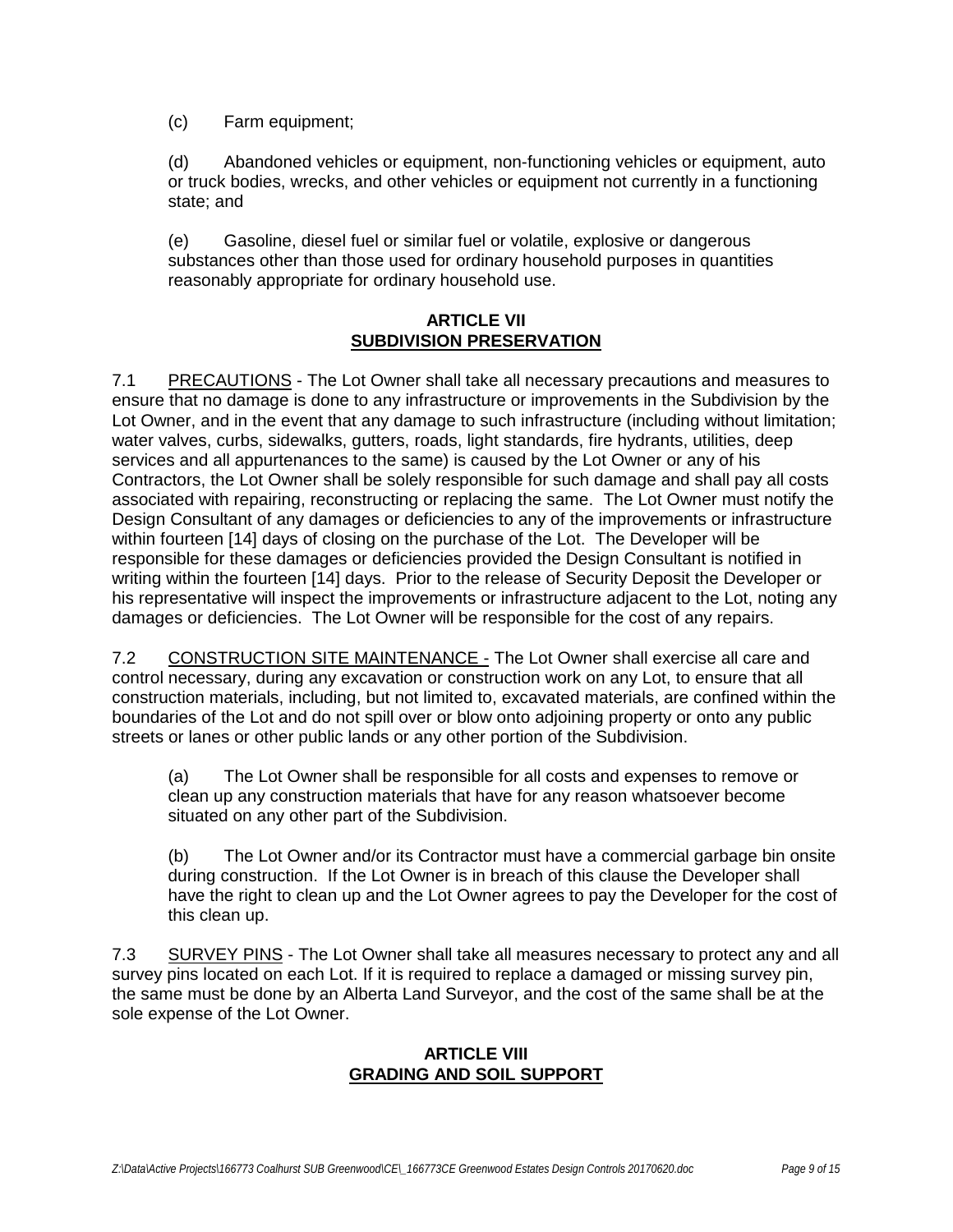(c) Farm equipment;

(d) Abandoned vehicles or equipment, non-functioning vehicles or equipment, auto or truck bodies, wrecks, and other vehicles or equipment not currently in a functioning state; and

(e) Gasoline, diesel fuel or similar fuel or volatile, explosive or dangerous substances other than those used for ordinary household purposes in quantities reasonably appropriate for ordinary household use.

## ARTICLE VII
## SUBDIVISION PRESERVATION

7.1 PRECAUTIONS - The Lot Owner shall take all necessary precautions and measures to ensure that no damage is done to any infrastructure or improvements in the Subdivision by the Lot Owner, and in the event that any damage to such infrastructure (including without limitation; water valves, curbs, sidewalks, gutters, roads, light standards, fire hydrants, utilities, deep services and all appurtenances to the same) is caused by the Lot Owner or any of his Contractors, the Lot Owner shall be solely responsible for such damage and shall pay all costs associated with repairing, reconstructing or replacing the same. The Lot Owner must notify the Design Consultant of any damages or deficiencies to any of the improvements or infrastructure within fourteen [14] days of closing on the purchase of the Lot. The Developer will be responsible for these damages or deficiencies provided the Design Consultant is notified in writing within the fourteen [14] days. Prior to the release of Security Deposit the Developer or his representative will inspect the improvements or infrastructure adjacent to the Lot, noting any damages or deficiencies. The Lot Owner will be responsible for the cost of any repairs.

7.2 CONSTRUCTION SITE MAINTENANCE - The Lot Owner shall exercise all care and control necessary, during any excavation or construction work on any Lot, to ensure that all construction materials, including, but not limited to, excavated materials, are confined within the boundaries of the Lot and do not spill over or blow onto adjoining property or onto any public streets or lanes or other public lands or any other portion of the Subdivision.

(a) The Lot Owner shall be responsible for all costs and expenses to remove or clean up any construction materials that have for any reason whatsoever become situated on any other part of the Subdivision.

(b) The Lot Owner and/or its Contractor must have a commercial garbage bin onsite during construction. If the Lot Owner is in breach of this clause the Developer shall have the right to clean up and the Lot Owner agrees to pay the Developer for the cost of this clean up.

7.3 SURVEY PINS - The Lot Owner shall take all measures necessary to protect any and all survey pins located on each Lot. If it is required to replace a damaged or missing survey pin, the same must be done by an Alberta Land Surveyor, and the cost of the same shall be at the sole expense of the Lot Owner.

## ARTICLE VIII
## GRADING AND SOIL SUPPORT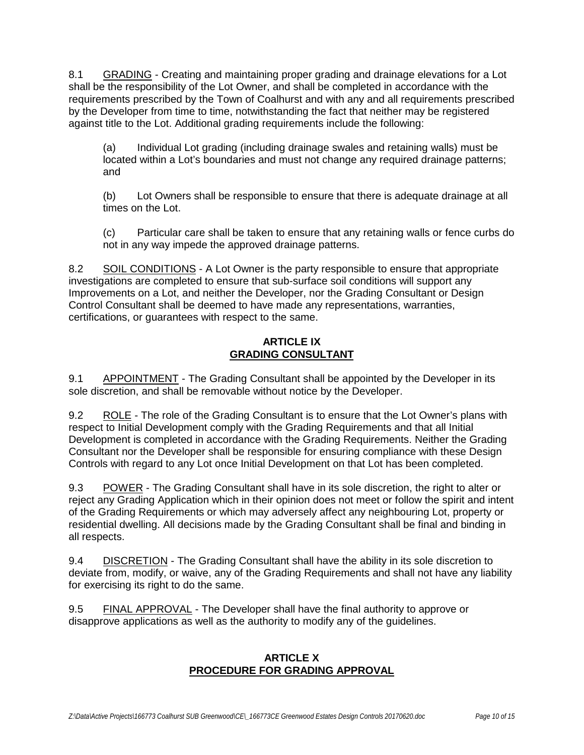8.1 GRADING - Creating and maintaining proper grading and drainage elevations for a Lot shall be the responsibility of the Lot Owner, and shall be completed in accordance with the requirements prescribed by the Town of Coalhurst and with any and all requirements prescribed by the Developer from time to time, notwithstanding the fact that neither may be registered against title to the Lot. Additional grading requirements include the following:

(a) Individual Lot grading (including drainage swales and retaining walls) must be located within a Lot's boundaries and must not change any required drainage patterns; and

(b) Lot Owners shall be responsible to ensure that there is adequate drainage at all times on the Lot.

(c) Particular care shall be taken to ensure that any retaining walls or fence curbs do not in any way impede the approved drainage patterns.

8.2 SOIL CONDITIONS - A Lot Owner is the party responsible to ensure that appropriate investigations are completed to ensure that sub-surface soil conditions will support any Improvements on a Lot, and neither the Developer, nor the Grading Consultant or Design Control Consultant shall be deemed to have made any representations, warranties, certifications, or guarantees with respect to the same.

## ARTICLE IX
## GRADING CONSULTANT

9.1 APPOINTMENT - The Grading Consultant shall be appointed by the Developer in its sole discretion, and shall be removable without notice by the Developer.

9.2 ROLE - The role of the Grading Consultant is to ensure that the Lot Owner's plans with respect to Initial Development comply with the Grading Requirements and that all Initial Development is completed in accordance with the Grading Requirements. Neither the Grading Consultant nor the Developer shall be responsible for ensuring compliance with these Design Controls with regard to any Lot once Initial Development on that Lot has been completed.

9.3 POWER - The Grading Consultant shall have in its sole discretion, the right to alter or reject any Grading Application which in their opinion does not meet or follow the spirit and intent of the Grading Requirements or which may adversely affect any neighbouring Lot, property or residential dwelling. All decisions made by the Grading Consultant shall be final and binding in all respects.

9.4 DISCRETION - The Grading Consultant shall have the ability in its sole discretion to deviate from, modify, or waive, any of the Grading Requirements and shall not have any liability for exercising its right to do the same.

9.5 FINAL APPROVAL - The Developer shall have the final authority to approve or disapprove applications as well as the authority to modify any of the guidelines.

## ARTICLE X
## PROCEDURE FOR GRADING APPROVAL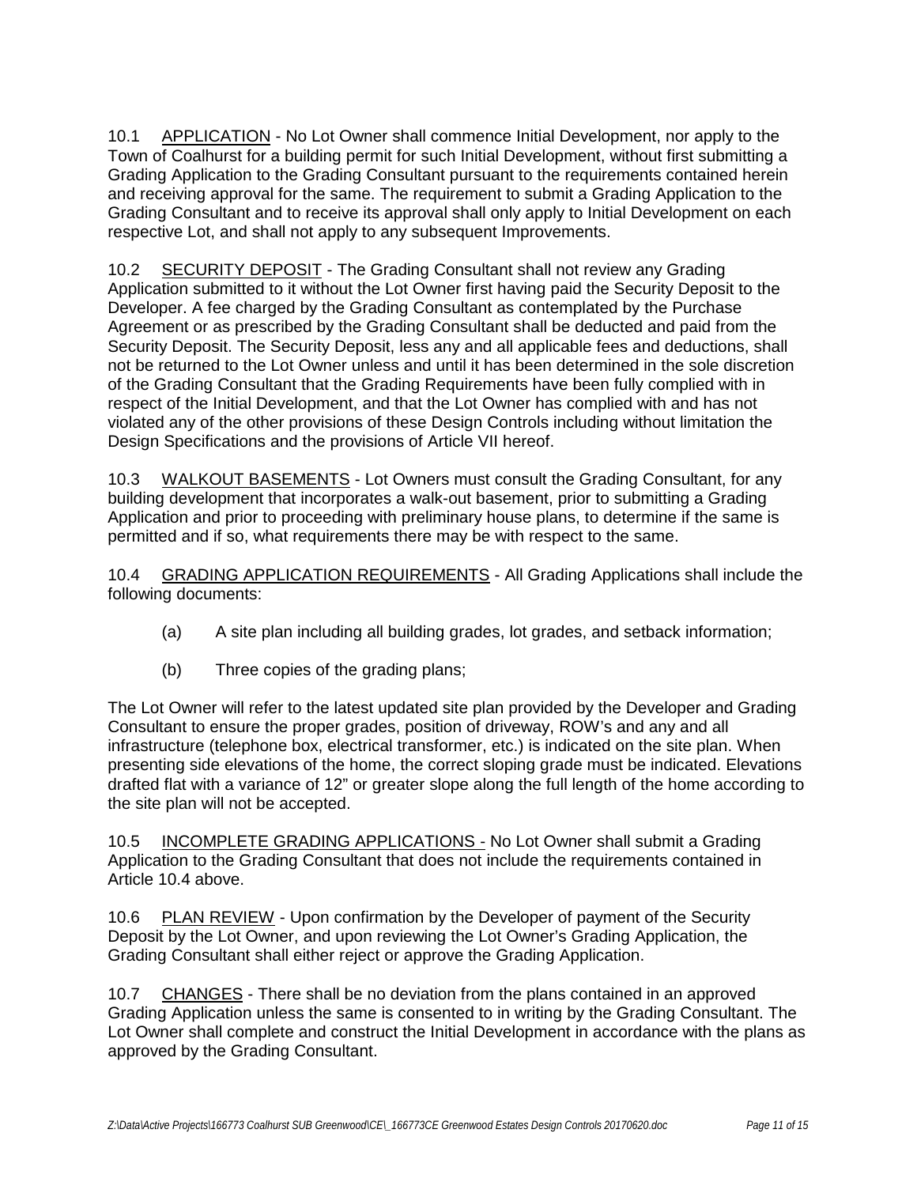10.1 APPLICATION - No Lot Owner shall commence Initial Development, nor apply to the Town of Coalhurst for a building permit for such Initial Development, without first submitting a Grading Application to the Grading Consultant pursuant to the requirements contained herein and receiving approval for the same. The requirement to submit a Grading Application to the Grading Consultant and to receive its approval shall only apply to Initial Development on each respective Lot, and shall not apply to any subsequent Improvements.

10.2 SECURITY DEPOSIT - The Grading Consultant shall not review any Grading Application submitted to it without the Lot Owner first having paid the Security Deposit to the Developer. A fee charged by the Grading Consultant as contemplated by the Purchase Agreement or as prescribed by the Grading Consultant shall be deducted and paid from the Security Deposit. The Security Deposit, less any and all applicable fees and deductions, shall not be returned to the Lot Owner unless and until it has been determined in the sole discretion of the Grading Consultant that the Grading Requirements have been fully complied with in respect of the Initial Development, and that the Lot Owner has complied with and has not violated any of the other provisions of these Design Controls including without limitation the Design Specifications and the provisions of Article VII hereof.

10.3 WALKOUT BASEMENTS - Lot Owners must consult the Grading Consultant, for any building development that incorporates a walk-out basement, prior to submitting a Grading Application and prior to proceeding with preliminary house plans, to determine if the same is permitted and if so, what requirements there may be with respect to the same.

10.4 GRADING APPLICATION REQUIREMENTS - All Grading Applications shall include the following documents:

(a) A site plan including all building grades, lot grades, and setback information;

(b) Three copies of the grading plans;

The Lot Owner will refer to the latest updated site plan provided by the Developer and Grading Consultant to ensure the proper grades, position of driveway, ROW's and any and all infrastructure (telephone box, electrical transformer, etc.) is indicated on the site plan. When presenting side elevations of the home, the correct sloping grade must be indicated. Elevations drafted flat with a variance of 12" or greater slope along the full length of the home according to the site plan will not be accepted.

10.5 INCOMPLETE GRADING APPLICATIONS - No Lot Owner shall submit a Grading Application to the Grading Consultant that does not include the requirements contained in Article 10.4 above.

10.6 PLAN REVIEW - Upon confirmation by the Developer of payment of the Security Deposit by the Lot Owner, and upon reviewing the Lot Owner's Grading Application, the Grading Consultant shall either reject or approve the Grading Application.

10.7 CHANGES - There shall be no deviation from the plans contained in an approved Grading Application unless the same is consented to in writing by the Grading Consultant. The Lot Owner shall complete and construct the Initial Development in accordance with the plans as approved by the Grading Consultant.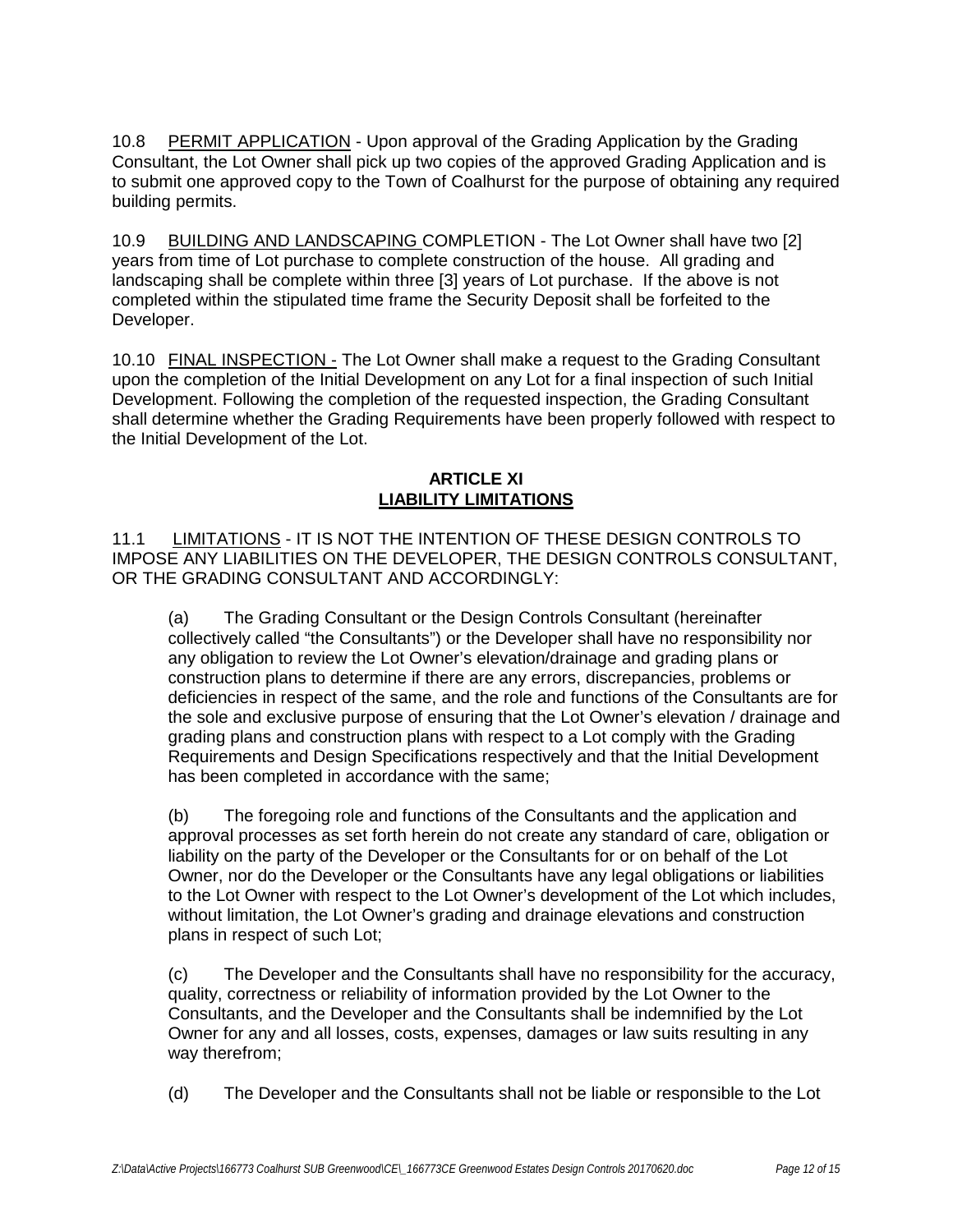10.8 PERMIT APPLICATION - Upon approval of the Grading Application by the Grading Consultant, the Lot Owner shall pick up two copies of the approved Grading Application and is to submit one approved copy to the Town of Coalhurst for the purpose of obtaining any required building permits.

10.9 BUILDING AND LANDSCAPING COMPLETION - The Lot Owner shall have two [2] years from time of Lot purchase to complete construction of the house. All grading and landscaping shall be complete within three [3] years of Lot purchase. If the above is not completed within the stipulated time frame the Security Deposit shall be forfeited to the Developer.

10.10 FINAL INSPECTION - The Lot Owner shall make a request to the Grading Consultant upon the completion of the Initial Development on any Lot for a final inspection of such Initial Development. Following the completion of the requested inspection, the Grading Consultant shall determine whether the Grading Requirements have been properly followed with respect to the Initial Development of the Lot.

## ARTICLE XI
## LIABILITY LIMITATIONS

11.1 LIMITATIONS - IT IS NOT THE INTENTION OF THESE DESIGN CONTROLS TO IMPOSE ANY LIABILITIES ON THE DEVELOPER, THE DESIGN CONTROLS CONSULTANT, OR THE GRADING CONSULTANT AND ACCORDINGLY:

(a) The Grading Consultant or the Design Controls Consultant (hereinafter collectively called "the Consultants") or the Developer shall have no responsibility nor any obligation to review the Lot Owner's elevation/drainage and grading plans or construction plans to determine if there are any errors, discrepancies, problems or deficiencies in respect of the same, and the role and functions of the Consultants are for the sole and exclusive purpose of ensuring that the Lot Owner's elevation / drainage and grading plans and construction plans with respect to a Lot comply with the Grading Requirements and Design Specifications respectively and that the Initial Development has been completed in accordance with the same;

(b) The foregoing role and functions of the Consultants and the application and approval processes as set forth herein do not create any standard of care, obligation or liability on the party of the Developer or the Consultants for or on behalf of the Lot Owner, nor do the Developer or the Consultants have any legal obligations or liabilities to the Lot Owner with respect to the Lot Owner's development of the Lot which includes, without limitation, the Lot Owner's grading and drainage elevations and construction plans in respect of such Lot;

(c) The Developer and the Consultants shall have no responsibility for the accuracy, quality, correctness or reliability of information provided by the Lot Owner to the Consultants, and the Developer and the Consultants shall be indemnified by the Lot Owner for any and all losses, costs, expenses, damages or law suits resulting in any way therefrom;

(d) The Developer and the Consultants shall not be liable or responsible to the Lot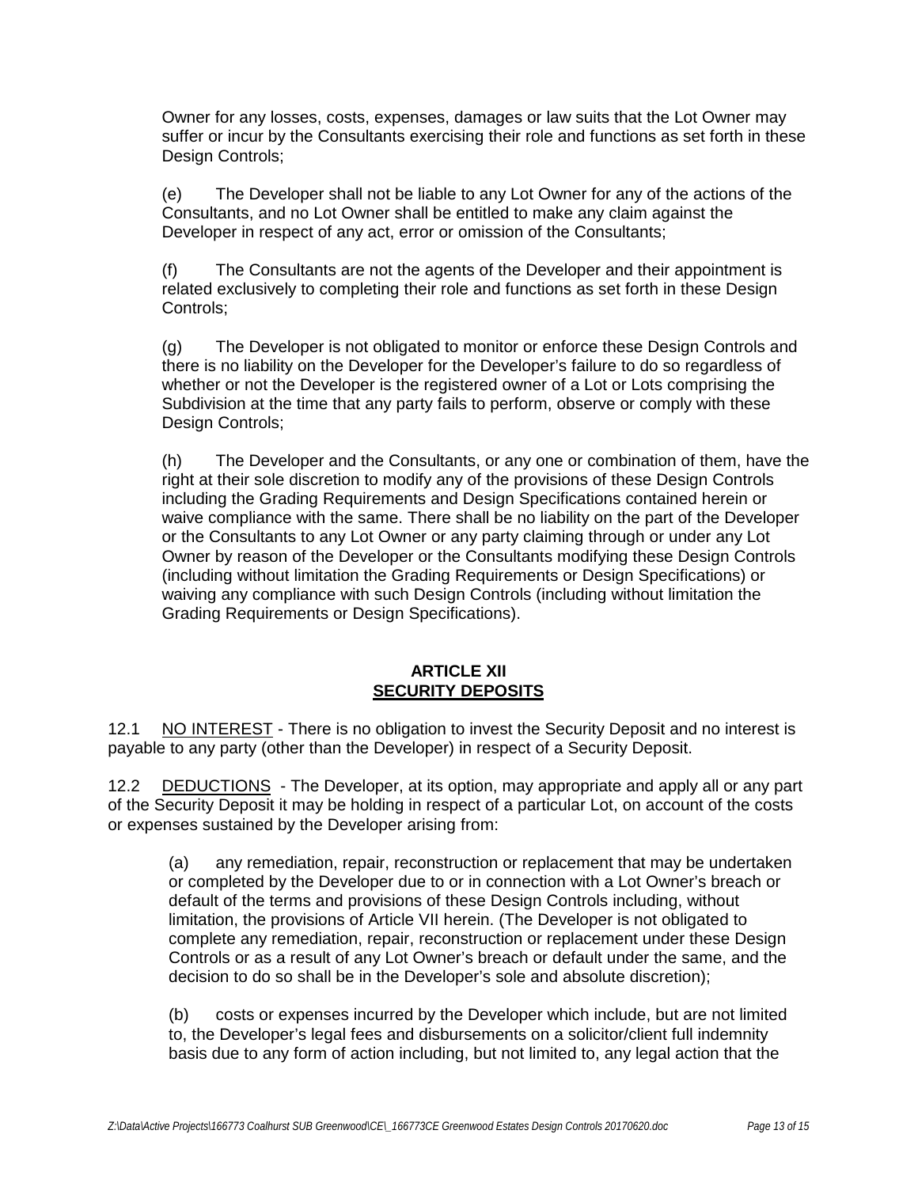Owner for any losses, costs, expenses, damages or law suits that the Lot Owner may suffer or incur by the Consultants exercising their role and functions as set forth in these Design Controls;

(e) The Developer shall not be liable to any Lot Owner for any of the actions of the Consultants, and no Lot Owner shall be entitled to make any claim against the Developer in respect of any act, error or omission of the Consultants;

(f) The Consultants are not the agents of the Developer and their appointment is related exclusively to completing their role and functions as set forth in these Design Controls;

(g) The Developer is not obligated to monitor or enforce these Design Controls and there is no liability on the Developer for the Developer's failure to do so regardless of whether or not the Developer is the registered owner of a Lot or Lots comprising the Subdivision at the time that any party fails to perform, observe or comply with these Design Controls;

(h) The Developer and the Consultants, or any one or combination of them, have the right at their sole discretion to modify any of the provisions of these Design Controls including the Grading Requirements and Design Specifications contained herein or waive compliance with the same. There shall be no liability on the part of the Developer or the Consultants to any Lot Owner or any party claiming through or under any Lot Owner by reason of the Developer or the Consultants modifying these Design Controls (including without limitation the Grading Requirements or Design Specifications) or waiving any compliance with such Design Controls (including without limitation the Grading Requirements or Design Specifications).

## ARTICLE XII
## SECURITY DEPOSITS

12.1 NO INTEREST - There is no obligation to invest the Security Deposit and no interest is payable to any party (other than the Developer) in respect of a Security Deposit.

12.2 DEDUCTIONS - The Developer, at its option, may appropriate and apply all or any part of the Security Deposit it may be holding in respect of a particular Lot, on account of the costs or expenses sustained by the Developer arising from:

(a) any remediation, repair, reconstruction or replacement that may be undertaken or completed by the Developer due to or in connection with a Lot Owner's breach or default of the terms and provisions of these Design Controls including, without limitation, the provisions of Article VII herein. (The Developer is not obligated to complete any remediation, repair, reconstruction or replacement under these Design Controls or as a result of any Lot Owner's breach or default under the same, and the decision to do so shall be in the Developer's sole and absolute discretion);

(b) costs or expenses incurred by the Developer which include, but are not limited to, the Developer's legal fees and disbursements on a solicitor/client full indemnity basis due to any form of action including, but not limited to, any legal action that the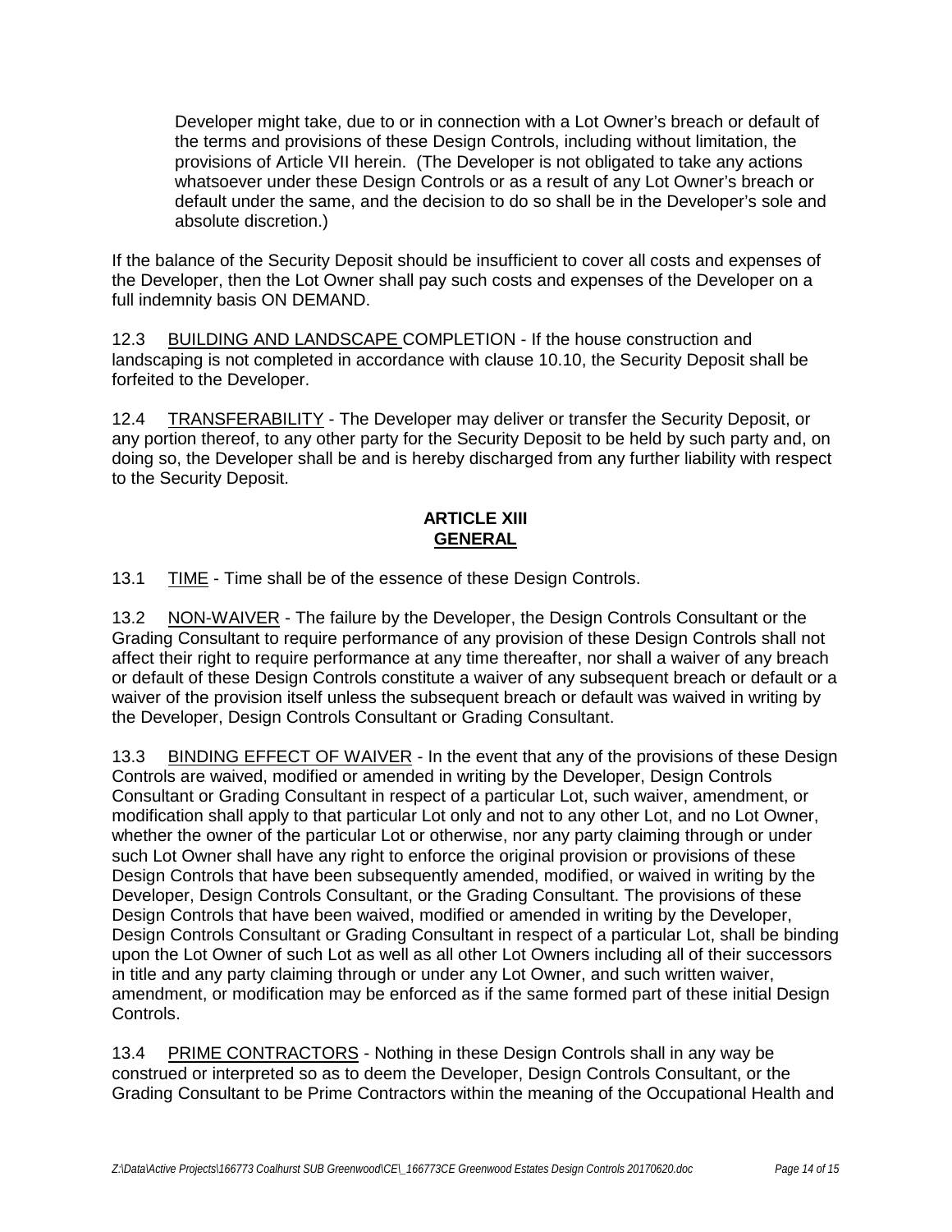Developer might take, due to or in connection with a Lot Owner's breach or default of the terms and provisions of these Design Controls, including without limitation, the provisions of Article VII herein. (The Developer is not obligated to take any actions whatsoever under these Design Controls or as a result of any Lot Owner's breach or default under the same, and the decision to do so shall be in the Developer's sole and absolute discretion.)

If the balance of the Security Deposit should be insufficient to cover all costs and expenses of the Developer, then the Lot Owner shall pay such costs and expenses of the Developer on a full indemnity basis ON DEMAND.

12.3 BUILDING AND LANDSCAPE COMPLETION - If the house construction and landscaping is not completed in accordance with clause 10.10, the Security Deposit shall be forfeited to the Developer.

12.4 TRANSFERABILITY - The Developer may deliver or transfer the Security Deposit, or any portion thereof, to any other party for the Security Deposit to be held by such party and, on doing so, the Developer shall be and is hereby discharged from any further liability with respect to the Security Deposit.

## ARTICLE XIII
## GENERAL

13.1 TIME - Time shall be of the essence of these Design Controls.

13.2 NON-WAIVER - The failure by the Developer, the Design Controls Consultant or the Grading Consultant to require performance of any provision of these Design Controls shall not affect their right to require performance at any time thereafter, nor shall a waiver of any breach or default of these Design Controls constitute a waiver of any subsequent breach or default or a waiver of the provision itself unless the subsequent breach or default was waived in writing by the Developer, Design Controls Consultant or Grading Consultant.

13.3 BINDING EFFECT OF WAIVER - In the event that any of the provisions of these Design Controls are waived, modified or amended in writing by the Developer, Design Controls Consultant or Grading Consultant in respect of a particular Lot, such waiver, amendment, or modification shall apply to that particular Lot only and not to any other Lot, and no Lot Owner, whether the owner of the particular Lot or otherwise, nor any party claiming through or under such Lot Owner shall have any right to enforce the original provision or provisions of these Design Controls that have been subsequently amended, modified, or waived in writing by the Developer, Design Controls Consultant, or the Grading Consultant. The provisions of these Design Controls that have been waived, modified or amended in writing by the Developer, Design Controls Consultant or Grading Consultant in respect of a particular Lot, shall be binding upon the Lot Owner of such Lot as well as all other Lot Owners including all of their successors in title and any party claiming through or under any Lot Owner, and such written waiver, amendment, or modification may be enforced as if the same formed part of these initial Design Controls.

13.4 PRIME CONTRACTORS - Nothing in these Design Controls shall in any way be construed or interpreted so as to deem the Developer, Design Controls Consultant, or the Grading Consultant to be Prime Contractors within the meaning of the Occupational Health and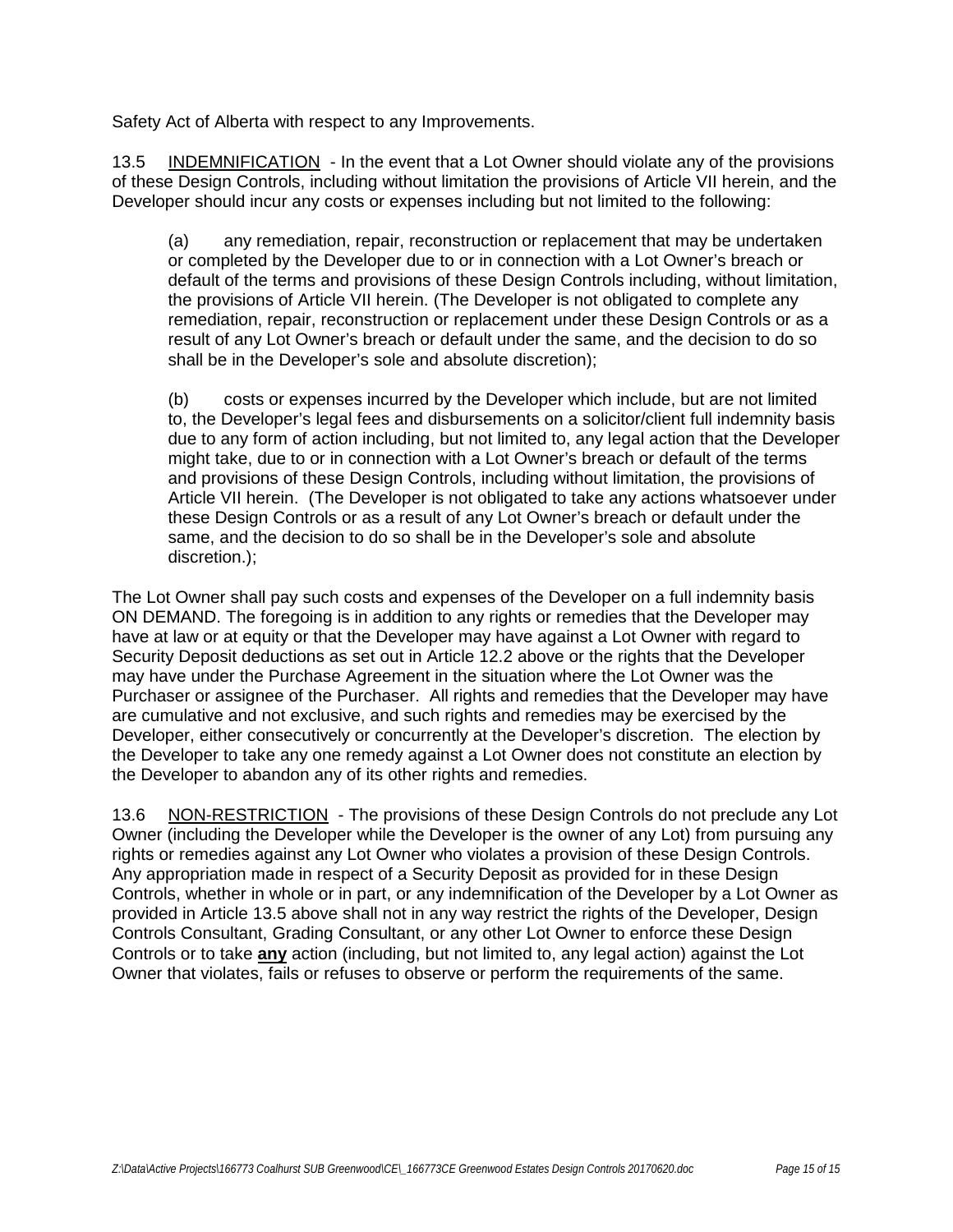Safety Act of Alberta with respect to any Improvements.

13.5 INDEMNIFICATION - In the event that a Lot Owner should violate any of the provisions of these Design Controls, including without limitation the provisions of Article VII herein, and the Developer should incur any costs or expenses including but not limited to the following:

(a) any remediation, repair, reconstruction or replacement that may be undertaken or completed by the Developer due to or in connection with a Lot Owner's breach or default of the terms and provisions of these Design Controls including, without limitation, the provisions of Article VII herein. (The Developer is not obligated to complete any remediation, repair, reconstruction or replacement under these Design Controls or as a result of any Lot Owner's breach or default under the same, and the decision to do so shall be in the Developer's sole and absolute discretion);

(b) costs or expenses incurred by the Developer which include, but are not limited to, the Developer's legal fees and disbursements on a solicitor/client full indemnity basis due to any form of action including, but not limited to, any legal action that the Developer might take, due to or in connection with a Lot Owner's breach or default of the terms and provisions of these Design Controls, including without limitation, the provisions of Article VII herein. (The Developer is not obligated to take any actions whatsoever under these Design Controls or as a result of any Lot Owner's breach or default under the same, and the decision to do so shall be in the Developer's sole and absolute discretion.);

The Lot Owner shall pay such costs and expenses of the Developer on a full indemnity basis ON DEMAND. The foregoing is in addition to any rights or remedies that the Developer may have at law or at equity or that the Developer may have against a Lot Owner with regard to Security Deposit deductions as set out in Article 12.2 above or the rights that the Developer may have under the Purchase Agreement in the situation where the Lot Owner was the Purchaser or assignee of the Purchaser. All rights and remedies that the Developer may have are cumulative and not exclusive, and such rights and remedies may be exercised by the Developer, either consecutively or concurrently at the Developer's discretion. The election by the Developer to take any one remedy against a Lot Owner does not constitute an election by the Developer to abandon any of its other rights and remedies.

13.6 NON-RESTRICTION - The provisions of these Design Controls do not preclude any Lot Owner (including the Developer while the Developer is the owner of any Lot) from pursuing any rights or remedies against any Lot Owner who violates a provision of these Design Controls. Any appropriation made in respect of a Security Deposit as provided for in these Design Controls, whether in whole or in part, or any indemnification of the Developer by a Lot Owner as provided in Article 13.5 above shall not in any way restrict the rights of the Developer, Design Controls Consultant, Grading Consultant, or any other Lot Owner to enforce these Design Controls or to take **any** action (including, but not limited to, any legal action) against the Lot Owner that violates, fails or refuses to observe or perform the requirements of the same.